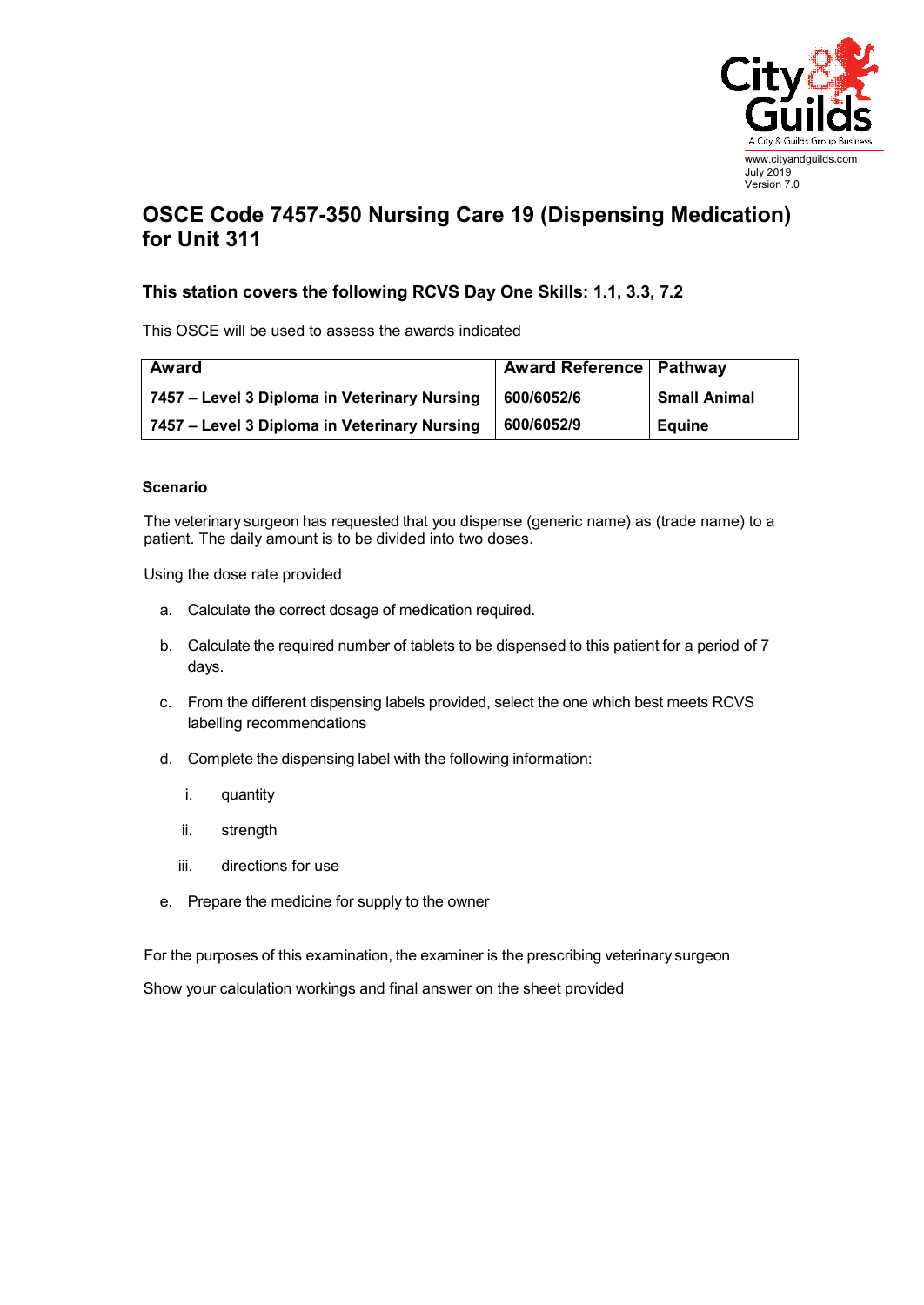www.cityandguilds.com
July 2019
Version 7.0

# OSCE Code 7457-350 Nursing Care 19 (Dispensing Medication) for Unit 311

### This station covers the following RCVS Day One Skills: 1.1, 3.3, 7.2

This OSCE will be used to assess the awards indicated

| Award | Award Reference | Pathway |
|---|---|---|
| **7457 – Level 3 Diploma in Veterinary Nursing** | **600/6052/6** | **Small Animal** |
| **7457 – Level 3 Diploma in Veterinary Nursing** | **600/6052/9** | **Equine** |

#### Scenario

The veterinary surgeon has requested that you dispense (generic name) as (trade name) to a patient. The daily amount is to be divided into two doses.

Using the dose rate provided

a. Calculate the correct dosage of medication required.

b. Calculate the required number of tablets to be dispensed to this patient for a period of 7 days.

c. From the different dispensing labels provided, select the one which best meets RCVS labelling recommendations

d. Complete the dispensing label with the following information:

   i. quantity

   ii. strength

   iii. directions for use

e. Prepare the medicine for supply to the owner

For the purposes of this examination, the examiner is the prescribing veterinary surgeon

Show your calculation workings and final answer on the sheet provided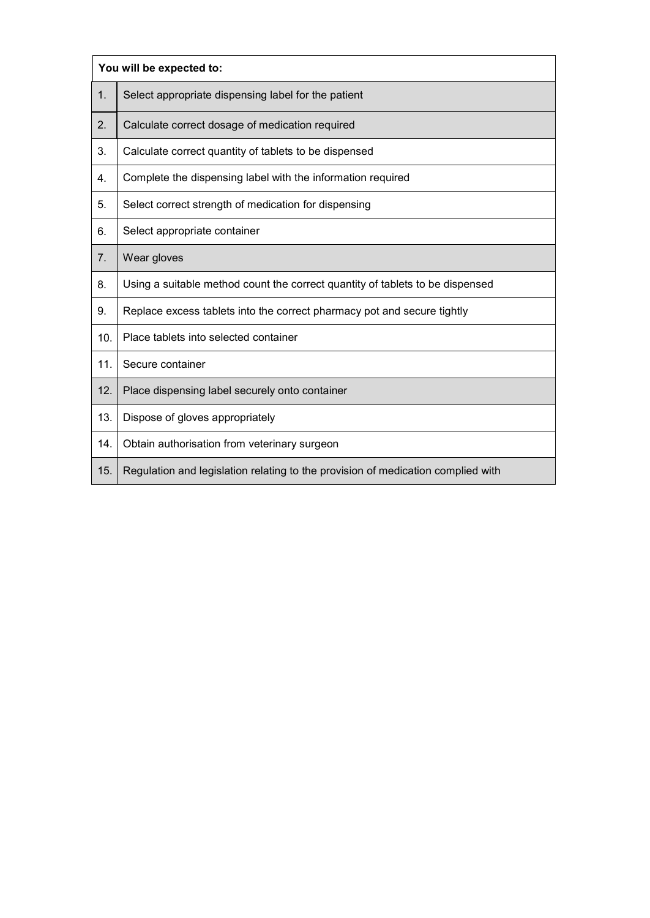| You will be expected to: | |
|---|---|
| 1. | Select appropriate dispensing label for the patient |
| 2. | Calculate correct dosage of medication required |
| 3. | Calculate correct quantity of tablets to be dispensed |
| 4. | Complete the dispensing label with the information required |
| 5. | Select correct strength of medication for dispensing |
| 6. | Select appropriate container |
| 7. | Wear gloves |
| 8. | Using a suitable method count the correct quantity of tablets to be dispensed |
| 9. | Replace excess tablets into the correct pharmacy pot and secure tightly |
| 10. | Place tablets into selected container |
| 11. | Secure container |
| 12. | Place dispensing label securely onto container |
| 13. | Dispose of gloves appropriately |
| 14. | Obtain authorisation from veterinary surgeon |
| 15. | Regulation and legislation relating to the provision of medication complied with |